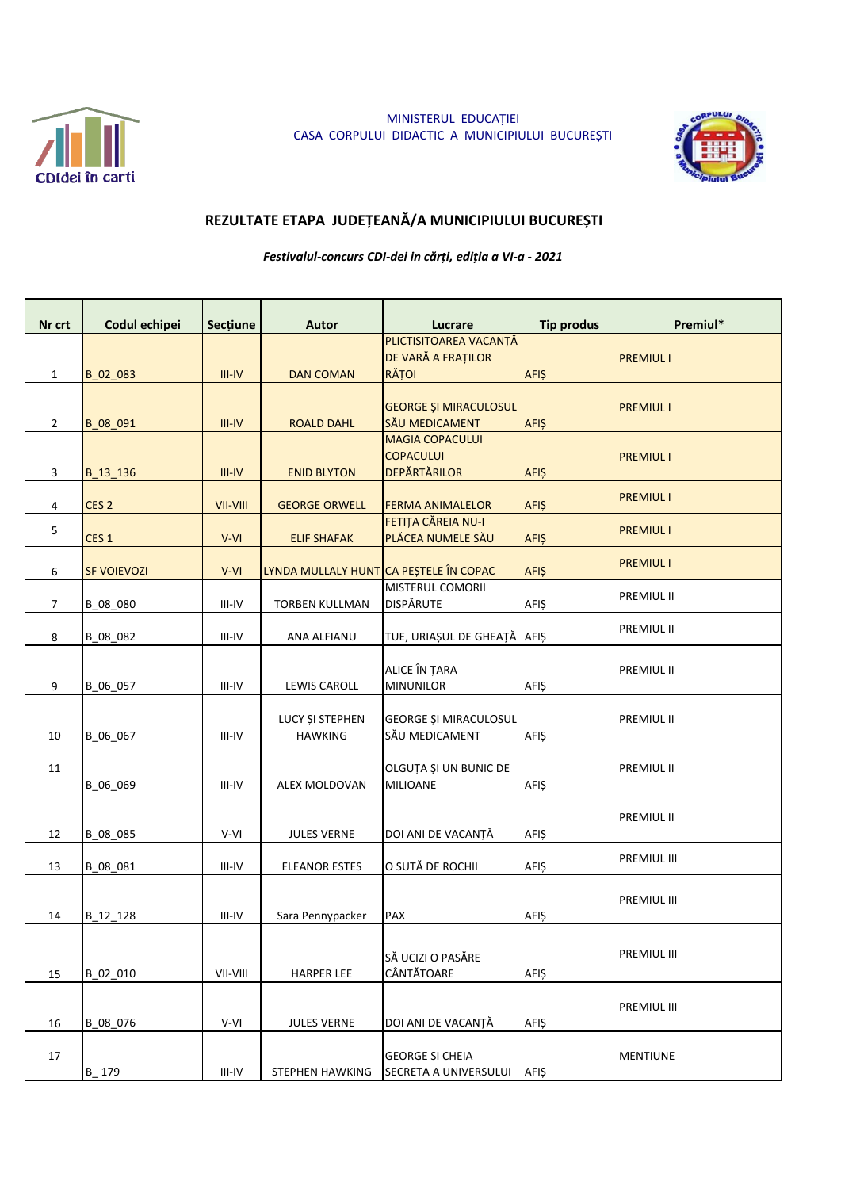MINISTERUL EDUCAȚIEI
CASA CORPULUI DIDACTIC A MUNICIPIULUI BUCUREȘTI

## REZULTATE ETAPA JUDEȚEANĂ/A MUNICIPIULUI BUCUREȘTI

*Festivalul-concurs CDI-dei in cărți, ediția a VI-a - 2021*

| Nr crt | Codul echipei | Secțiune | Autor | Lucrare | Tip produs | Premiul* |
|---|---|---|---|---|---|---|
| 1 | B_02_083 | III-IV | DAN COMAN | PLICTISITOAREA VACANȚĂ DE VARĂ A FRAȚILOR RĂȚOI | AFIȘ | PREMIUL I |
| 2 | B_08_091 | III-IV | ROALD DAHL | GEORGE ȘI MIRACULOSUL SĂU MEDICAMENT | AFIȘ | PREMIUL I |
| 3 | B_13_136 | III-IV | ENID BLYTON | MAGIA COPACULUI COPACULUI DEPĂRTĂRILOR | AFIȘ | PREMIUL I |
| 4 | CES 2 | VII-VIII | GEORGE ORWELL | FERMA ANIMALELOR | AFIȘ | PREMIUL I |
| 5 | CES 1 | V-VI | ELIF SHAFAK | FETIȚA CĂREIA NU-I PLĂCEA NUMELE SĂU | AFIȘ | PREMIUL I |
| 6 | SF VOIEVOZI | V-VI | LYNDA MULLALY HUNT | CA PEȘTELE ÎN COPAC | AFIȘ | PREMIUL I |
| 7 | B_08_080 | III-IV | TORBEN KULLMAN | MISTERUL COMORII DISPĂRUTE | AFIȘ | PREMIUL II |
| 8 | B_08_082 | III-IV | ANA ALFIANU | TUE, URIAȘUL DE GHEAȚĂ | AFIȘ | PREMIUL II |
| 9 | B_06_057 | III-IV | LEWIS CAROLL | ALICE ÎN ȚARA MINUNILOR | AFIȘ | PREMIUL II |
| 10 | B_06_067 | III-IV | LUCY ȘI STEPHEN HAWKING | GEORGE ȘI MIRACULOSUL SĂU MEDICAMENT | AFIȘ | PREMIUL II |
| 11 | B_06_069 | III-IV | ALEX MOLDOVAN | OLGUȚA ȘI UN BUNIC DE MILIOANE | AFIȘ | PREMIUL II |
| 12 | B_08_085 | V-VI | JULES VERNE | DOI ANI DE VACANȚĂ | AFIȘ | PREMIUL II |
| 13 | B_08_081 | III-IV | ELEANOR ESTES | O SUTĂ DE ROCHII | AFIȘ | PREMIUL III |
| 14 | B_12_128 | III-IV | Sara Pennypacker | PAX | AFIȘ | PREMIUL III |
| 15 | B_02_010 | VII-VIII | HARPER LEE | SĂ UCIZI O PASĂRE CÂNTĂTOARE | AFIȘ | PREMIUL III |
| 16 | B_08_076 | V-VI | JULES VERNE | DOI ANI DE VACANȚĂ | AFIȘ | PREMIUL III |
| 17 | B_ 179 | III-IV | STEPHEN HAWKING | GEORGE SI CHEIA SECRETA A UNIVERSULUI | AFIȘ | MENTIUNE |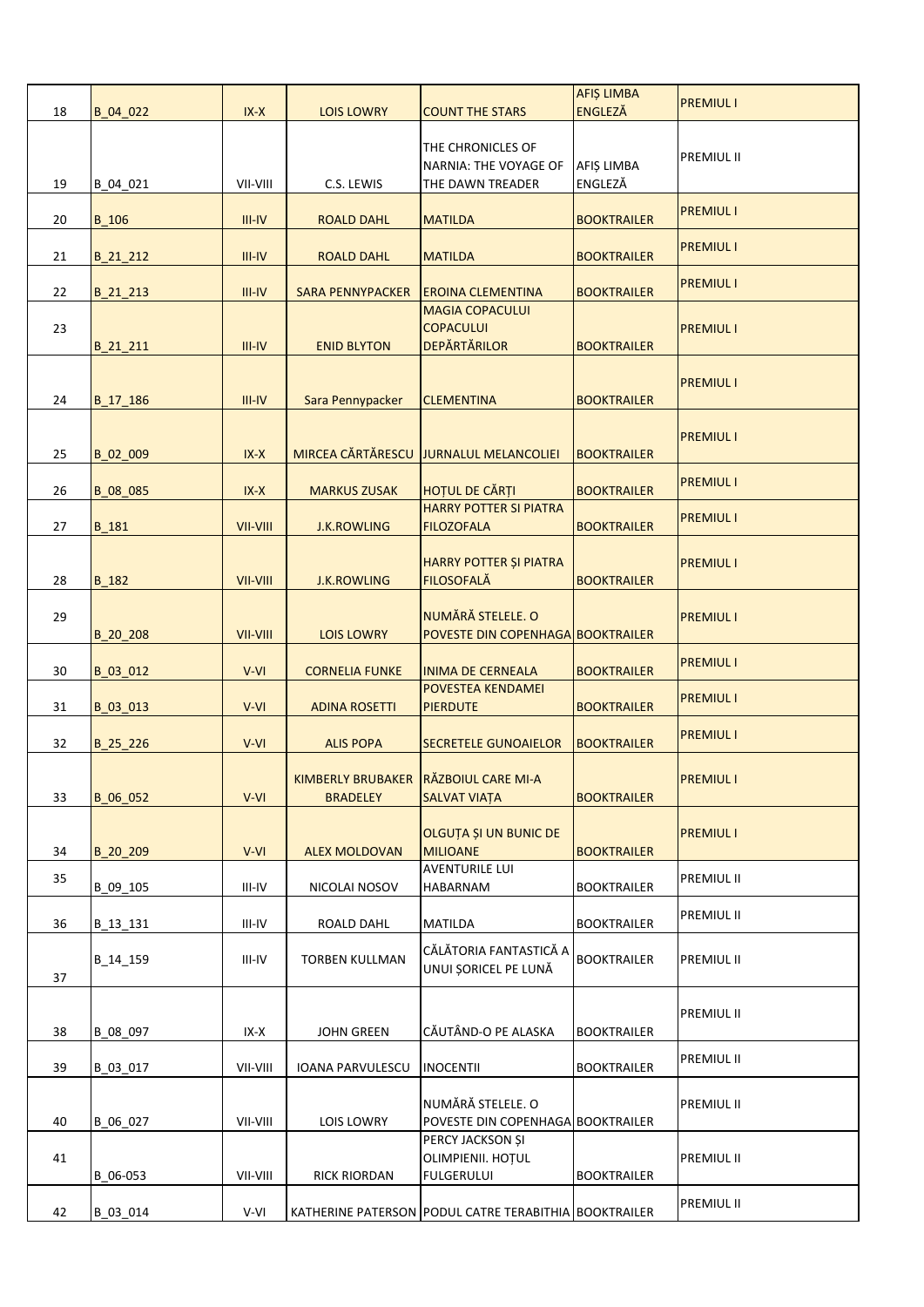| | | | | | | |
|---|---|---|---|---|---|---|
| 18 | B_04_022 | IX-X | LOIS LOWRY | COUNT THE STARS | AFIȘ LIMBA ENGLEZĂ | PREMIUL I |
| 19 | B_04_021 | VII-VIII | C.S. LEWIS | THE CHRONICLES OF NARNIA: THE VOYAGE OF THE DAWN TREADER | AFIȘ LIMBA ENGLEZĂ | PREMIUL II |
| 20 | B_106 | III-IV | ROALD DAHL | MATILDA | BOOKTRAILER | PREMIUL I |
| 21 | B_21_212 | III-IV | ROALD DAHL | MATILDA | BOOKTRAILER | PREMIUL I |
| 22 | B_21_213 | III-IV | SARA PENNYPACKER | EROINA CLEMENTINA | BOOKTRAILER | PREMIUL I |
| 23 | B_21_211 | III-IV | ENID BLYTON | MAGIA COPACULUI COPACULUI DEPĂRTĂRILOR | BOOKTRAILER | PREMIUL I |
| 24 | B_17_186 | III-IV | Sara Pennypacker | CLEMENTINA | BOOKTRAILER | PREMIUL I |
| 25 | B_02_009 | IX-X | MIRCEA CĂRTĂRESCU | JURNALUL MELANCOLIEI | BOOKTRAILER | PREMIUL I |
| 26 | B_08_085 | IX-X | MARKUS ZUSAK | HOȚUL DE CĂRȚI | BOOKTRAILER | PREMIUL I |
| 27 | B_181 | VII-VIII | J.K.ROWLING | HARRY POTTER SI PIATRA FILOZOFALA | BOOKTRAILER | PREMIUL I |
| 28 | B_182 | VII-VIII | J.K.ROWLING | HARRY POTTER ȘI PIATRA FILOSOFALĂ | BOOKTRAILER | PREMIUL I |
| 29 | B_20_208 | VII-VIII | LOIS LOWRY | NUMĂRĂ STELELE. O POVESTE DIN COPENHAGA | BOOKTRAILER | PREMIUL I |
| 30 | B_03_012 | V-VI | CORNELIA FUNKE | INIMA DE CERNEALA | BOOKTRAILER | PREMIUL I |
| 31 | B_03_013 | V-VI | ADINA ROSETTI | POVESTEA KENDAMEI PIERDUTE | BOOKTRAILER | PREMIUL I |
| 32 | B_25_226 | V-VI | ALIS POPA | SECRETELE GUNOAIELOR | BOOKTRAILER | PREMIUL I |
| 33 | B_06_052 | V-VI | KIMBERLY BRUBAKER BRADELEY | RĂZBOIUL CARE MI-A SALVAT VIAȚA | BOOKTRAILER | PREMIUL I |
| 34 | B_20_209 | V-VI | ALEX MOLDOVAN | OLGUȚA ȘI UN BUNIC DE MILIOANE | BOOKTRAILER | PREMIUL I |
| 35 | B_09_105 | III-IV | NICOLAI NOSOV | AVENTURILE LUI HABARNAM | BOOKTRAILER | PREMIUL II |
| 36 | B_13_131 | III-IV | ROALD DAHL | MATILDA | BOOKTRAILER | PREMIUL II |
| 37 | B_14_159 | III-IV | TORBEN KULLMAN | CĂLĂTORIA FANTASTICĂ A UNUI ȘORICEL PE LUNĂ | BOOKTRAILER | PREMIUL II |
| 38 | B_08_097 | IX-X | JOHN GREEN | CĂUTÂND-O PE ALASKA | BOOKTRAILER | PREMIUL II |
| 39 | B_03_017 | VII-VIII | IOANA PARVULESCU | INOCENTII | BOOKTRAILER | PREMIUL II |
| 40 | B_06_027 | VII-VIII | LOIS LOWRY | NUMĂRĂ STELELE. O POVESTE DIN COPENHAGA | BOOKTRAILER | PREMIUL II |
| 41 | B_06-053 | VII-VIII | RICK RIORDAN | PERCY JACKSON ȘI OLIMPIENII. HOȚUL FULGERULUI | BOOKTRAILER | PREMIUL II |
| 42 | B_03_014 | V-VI | KATHERINE PATERSON | PODUL CATRE TERABITHIA | BOOKTRAILER | PREMIUL II |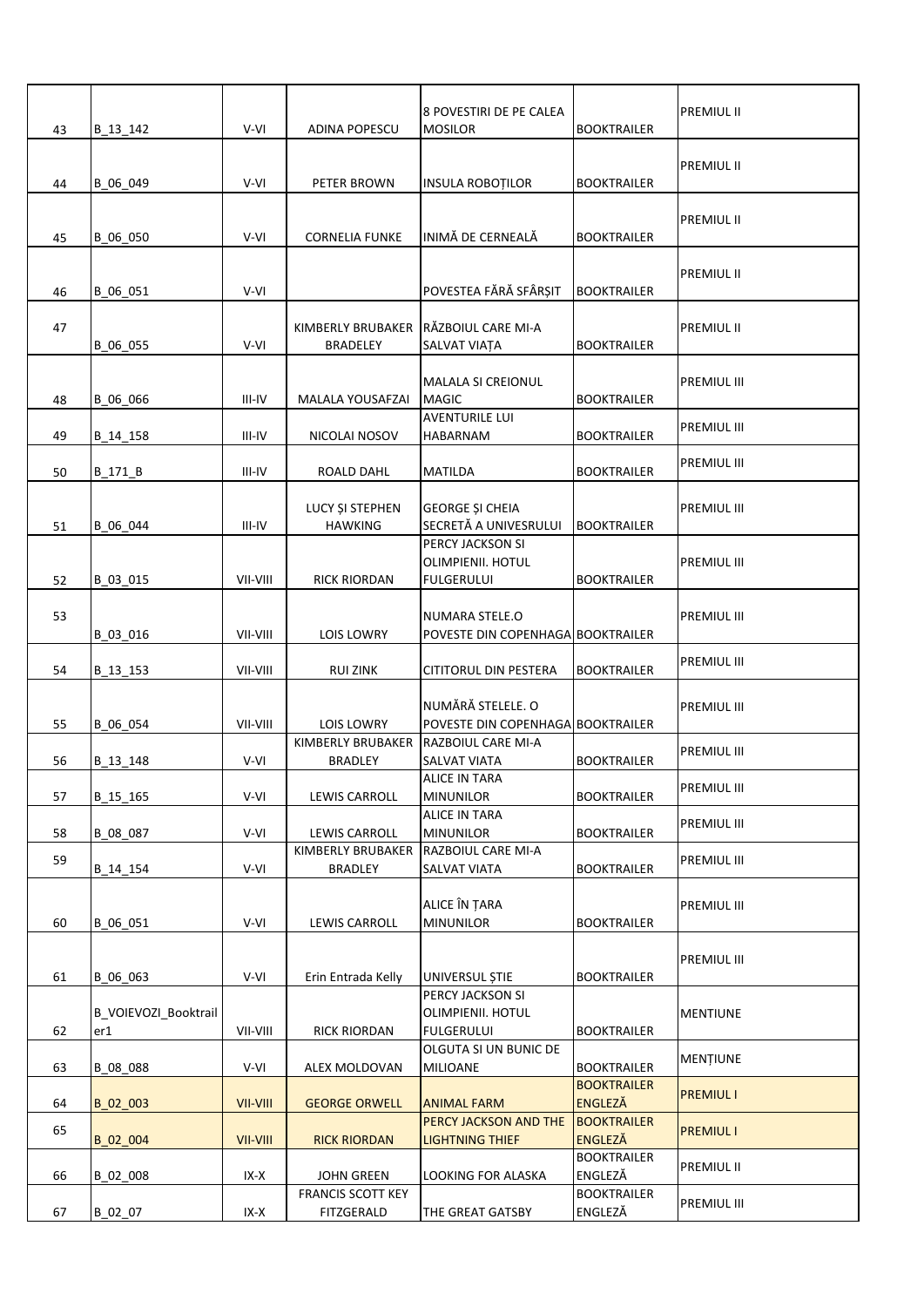| | | | | | | |
|---|---|---|---|---|---|---|
| 43 | B_13_142 | V-VI | ADINA POPESCU | 8 POVESTIRI DE PE CALEA MOSILOR | BOOKTRAILER | PREMIUL II |
| 44 | B_06_049 | V-VI | PETER BROWN | INSULA ROBOȚILOR | BOOKTRAILER | PREMIUL II |
| 45 | B_06_050 | V-VI | CORNELIA FUNKE | INIMĂ DE CERNEALĂ | BOOKTRAILER | PREMIUL II |
| 46 | B_06_051 | V-VI | | POVESTEA FĂRĂ SFÂRȘIT | BOOKTRAILER | PREMIUL II |
| 47 | B_06_055 | V-VI | KIMBERLY BRUBAKER BRADELEY | RĂZBOIUL CARE MI-A SALVAT VIAȚA | BOOKTRAILER | PREMIUL II |
| 48 | B_06_066 | III-IV | MALALA YOUSAFZAI | MALALA SI CREIONUL MAGIC | BOOKTRAILER | PREMIUL III |
| 49 | B_14_158 | III-IV | NICOLAI NOSOV | AVENTURILE LUI HABARNAM | BOOKTRAILER | PREMIUL III |
| 50 | B_171_B | III-IV | ROALD DAHL | MATILDA | BOOKTRAILER | PREMIUL III |
| 51 | B_06_044 | III-IV | LUCY ȘI STEPHEN HAWKING | GEORGE ȘI CHEIA SECRETĂ A UNIVESRULUI | BOOKTRAILER | PREMIUL III |
| 52 | B_03_015 | VII-VIII | RICK RIORDAN | PERCY JACKSON SI OLIMPIENII. HOTUL FULGERULUI | BOOKTRAILER | PREMIUL III |
| 53 | B_03_016 | VII-VIII | LOIS LOWRY | NUMARA STELE.O POVESTE DIN COPENHAGA | BOOKTRAILER | PREMIUL III |
| 54 | B_13_153 | VII-VIII | RUI ZINK | CITITORUL DIN PESTERA | BOOKTRAILER | PREMIUL III |
| 55 | B_06_054 | VII-VIII | LOIS LOWRY | NUMĂRĂ STELELE. O POVESTE DIN COPENHAGA | BOOKTRAILER | PREMIUL III |
| 56 | B_13_148 | V-VI | KIMBERLY BRUBAKER BRADLEY | RAZBOIUL CARE MI-A SALVAT VIATA | BOOKTRAILER | PREMIUL III |
| 57 | B_15_165 | V-VI | LEWIS CARROLL | ALICE IN TARA MINUNILOR | BOOKTRAILER | PREMIUL III |
| 58 | B_08_087 | V-VI | LEWIS CARROLL | ALICE IN TARA MINUNILOR | BOOKTRAILER | PREMIUL III |
| 59 | B_14_154 | V-VI | KIMBERLY BRUBAKER BRADLEY | RAZBOIUL CARE MI-A SALVAT VIATA | BOOKTRAILER | PREMIUL III |
| 60 | B_06_051 | V-VI | LEWIS CARROLL | ALICE ÎN ȚARA MINUNILOR | BOOKTRAILER | PREMIUL III |
| 61 | B_06_063 | V-VI | Erin Entrada Kelly | UNIVERSUL ȘTIE | BOOKTRAILER | PREMIUL III |
| 62 | B_VOIEVOZI_Booktrailer1 | VII-VIII | RICK RIORDAN | PERCY JACKSON SI OLIMPIENII. HOTUL FULGERULUI | BOOKTRAILER | MENTIUNE |
| 63 | B_08_088 | V-VI | ALEX MOLDOVAN | OLGUTA SI UN BUNIC DE MILIOANE | BOOKTRAILER | MENȚIUNE |
| 64 | B_02_003 | VII-VIII | GEORGE ORWELL | ANIMAL FARM | BOOKTRAILER ENGLEZĂ | PREMIUL I |
| 65 | B_02_004 | VII-VIII | RICK RIORDAN | PERCY JACKSON AND THE LIGHTNING THIEF | BOOKTRAILER ENGLEZĂ | PREMIUL I |
| 66 | B_02_008 | IX-X | JOHN GREEN | LOOKING FOR ALASKA | BOOKTRAILER ENGLEZĂ | PREMIUL II |
| 67 | B_02_07 | IX-X | FRANCIS SCOTT KEY FITZGERALD | THE GREAT GATSBY | BOOKTRAILER ENGLEZĂ | PREMIUL III |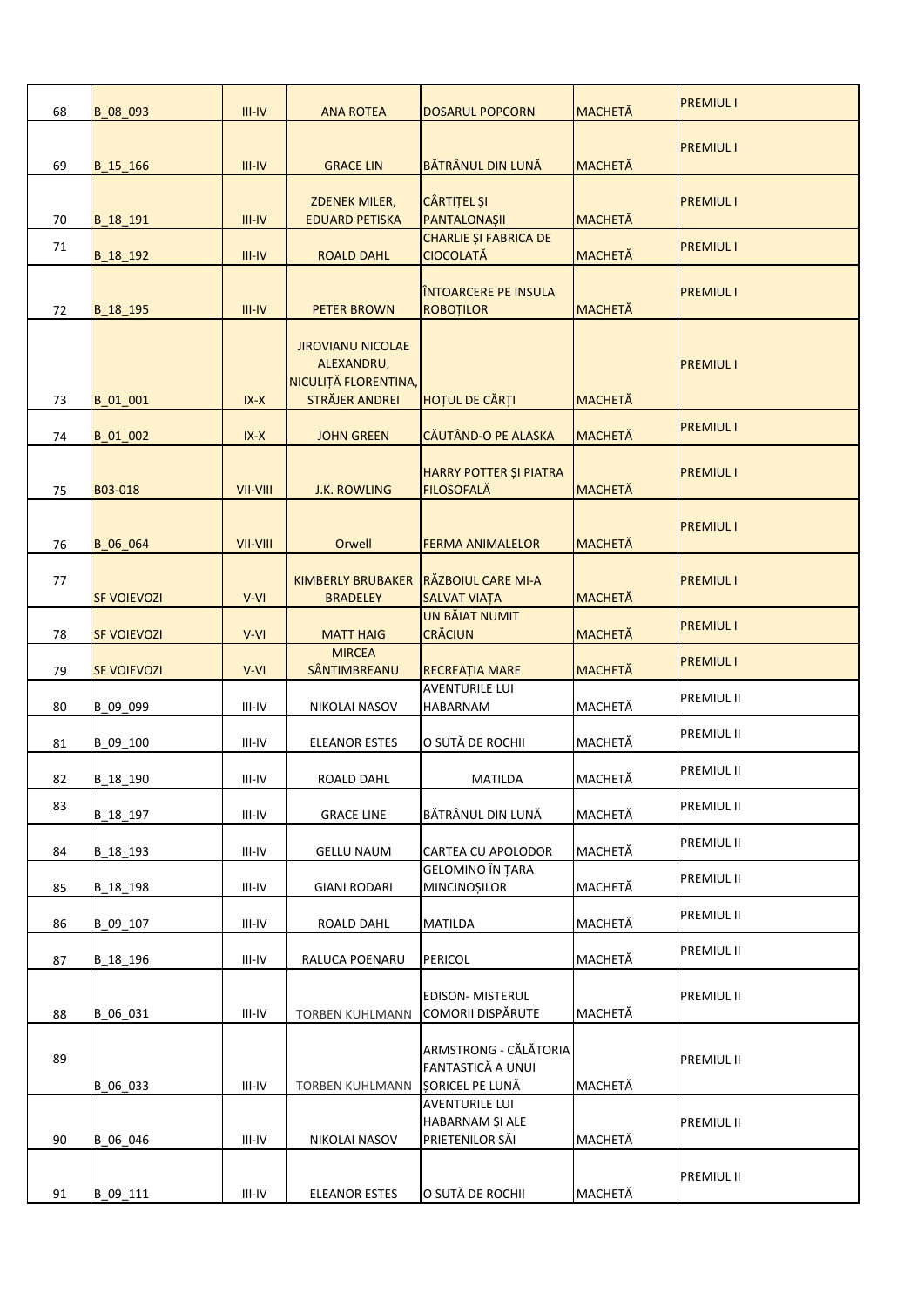| | | | | | | |
|---|---|---|---|---|---|---|
| 68 | B_08_093 | III-IV | ANA ROTEA | DOSARUL POPCORN | MACHETĂ | PREMIUL I |
| 69 | B_15_166 | III-IV | GRACE LIN | BĂTRÂNUL DIN LUNĂ | MACHETĂ | PREMIUL I |
| 70 | B_18_191 | III-IV | ZDENEK MILER, EDUARD PETISKA | CÂRTIȚEL ȘI PANTALONAȘII | MACHETĂ | PREMIUL I |
| 71 | B_18_192 | III-IV | ROALD DAHL | CHARLIE ȘI FABRICA DE CIOCOLATĂ | MACHETĂ | PREMIUL I |
| 72 | B_18_195 | III-IV | PETER BROWN | ÎNTOARCERE PE INSULA ROBOȚILOR | MACHETĂ | PREMIUL I |
| 73 | B_01_001 | IX-X | JIROVIANU NICOLAE ALEXANDRU, NICULIȚĂ FLORENTINA, STRĂJER ANDREI | HOȚUL DE CĂRȚI | MACHETĂ | PREMIUL I |
| 74 | B_01_002 | IX-X | JOHN GREEN | CĂUTÂND-O PE ALASKA | MACHETĂ | PREMIUL I |
| 75 | B03-018 | VII-VIII | J.K. ROWLING | HARRY POTTER ȘI PIATRA FILOSOFALĂ | MACHETĂ | PREMIUL I |
| 76 | B_06_064 | VII-VIII | Orwell | FERMA ANIMALELOR | MACHETĂ | PREMIUL I |
| 77 | SF VOIEVOZI | V-VI | KIMBERLY BRUBAKER BRADELEY | RĂZBOIUL CARE MI-A SALVAT VIAȚA | MACHETĂ | PREMIUL I |
| 78 | SF VOIEVOZI | V-VI | MATT HAIG | UN BĂIAT NUMIT CRĂCIUN | MACHETĂ | PREMIUL I |
| 79 | SF VOIEVOZI | V-VI | MIRCEA SÂNTIMBREANU | RECREAȚIA MARE | MACHETĂ | PREMIUL I |
| 80 | B_09_099 | III-IV | NIKOLAI NASOV | AVENTURILE LUI HABARNAM | MACHETĂ | PREMIUL II |
| 81 | B_09_100 | III-IV | ELEANOR ESTES | O SUTĂ DE ROCHII | MACHETĂ | PREMIUL II |
| 82 | B_18_190 | III-IV | ROALD DAHL | MATILDA | MACHETĂ | PREMIUL II |
| 83 | B_18_197 | III-IV | GRACE LINE | BĂTRÂNUL DIN LUNĂ | MACHETĂ | PREMIUL II |
| 84 | B_18_193 | III-IV | GELLU NAUM | CARTEA CU APOLODOR | MACHETĂ | PREMIUL II |
| 85 | B_18_198 | III-IV | GIANI RODARI | GELOMINO ÎN ȚARA MINCINOȘILOR | MACHETĂ | PREMIUL II |
| 86 | B_09_107 | III-IV | ROALD DAHL | MATILDA | MACHETĂ | PREMIUL II |
| 87 | B_18_196 | III-IV | RALUCA POENARU | PERICOL | MACHETĂ | PREMIUL II |
| 88 | B_06_031 | III-IV | TORBEN KUHLMANN | EDISON- MISTERUL COMORII DISPĂRUTE | MACHETĂ | PREMIUL II |
| 89 | B_06_033 | III-IV | TORBEN KUHLMANN | ARMSTRONG - CĂLĂTORIA FANTASTICĂ A UNUI ȘORICEL PE LUNĂ | MACHETĂ | PREMIUL II |
| 90 | B_06_046 | III-IV | NIKOLAI NASOV | AVENTURILE LUI HABARNAM ȘI ALE PRIETENILOR SĂI | MACHETĂ | PREMIUL II |
| 91 | B_09_111 | III-IV | ELEANOR ESTES | O SUTĂ DE ROCHII | MACHETĂ | PREMIUL II |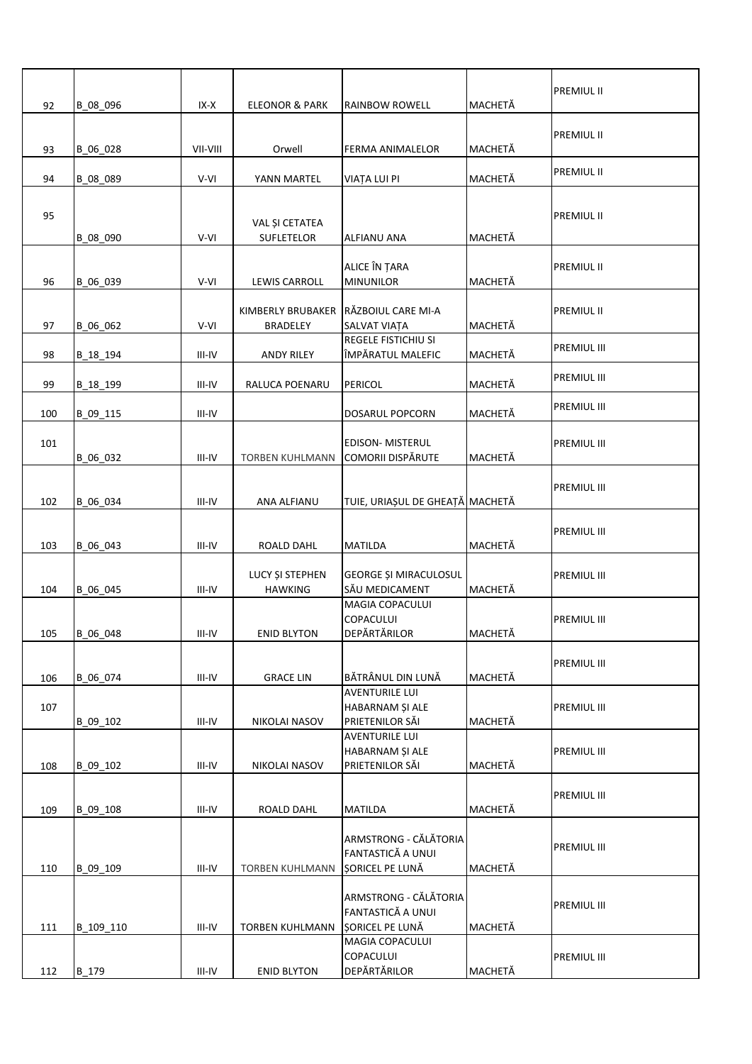| | | | | | | |
|---|---|---|---|---|---|---|
| 92 | B_08_096 | IX-X | ELEONOR & PARK | RAINBOW ROWELL | MACHETĂ | PREMIUL II |
| 93 | B_06_028 | VII-VIII | Orwell | FERMA ANIMALELOR | MACHETĂ | PREMIUL II |
| 94 | B_08_089 | V-VI | YANN MARTEL | VIAȚA LUI PI | MACHETĂ | PREMIUL II |
| 95 | B_08_090 | V-VI | VAL ȘI CETATEA SUFLETELOR | ALFIANU ANA | MACHETĂ | PREMIUL II |
| 96 | B_06_039 | V-VI | LEWIS CARROLL | ALICE ÎN ȚARA MINUNILOR | MACHETĂ | PREMIUL II |
| 97 | B_06_062 | V-VI | KIMBERLY BRUBAKER BRADELEY | RĂZBOIUL CARE MI-A SALVAT VIAȚA | MACHETĂ | PREMIUL II |
| 98 | B_18_194 | III-IV | ANDY RILEY | REGELE FISTICHIU SI ÎMPĂRATUL MALEFIC | MACHETĂ | PREMIUL III |
| 99 | B_18_199 | III-IV | RALUCA POENARU | PERICOL | MACHETĂ | PREMIUL III |
| 100 | B_09_115 | III-IV | | DOSARUL POPCORN | MACHETĂ | PREMIUL III |
| 101 | B_06_032 | III-IV | TORBEN KUHLMANN | EDISON- MISTERUL COMORII DISPĂRUTE | MACHETĂ | PREMIUL III |
| 102 | B_06_034 | III-IV | ANA ALFIANU | TUIE, URIAȘUL DE GHEAȚĂ | MACHETĂ | PREMIUL III |
| 103 | B_06_043 | III-IV | ROALD DAHL | MATILDA | MACHETĂ | PREMIUL III |
| 104 | B_06_045 | III-IV | LUCY ȘI STEPHEN HAWKING | GEORGE ȘI MIRACULOSUL SĂU MEDICAMENT | MACHETĂ | PREMIUL III |
| 105 | B_06_048 | III-IV | ENID BLYTON | MAGIA COPACULUI COPACULUI DEPĂRTĂRILOR | MACHETĂ | PREMIUL III |
| 106 | B_06_074 | III-IV | GRACE LIN | BĂTRÂNUL DIN LUNĂ | MACHETĂ | PREMIUL III |
| 107 | B_09_102 | III-IV | NIKOLAI NASOV | AVENTURILE LUI HABARNAM ȘI ALE PRIETENILOR SĂI | MACHETĂ | PREMIUL III |
| 108 | B_09_102 | III-IV | NIKOLAI NASOV | AVENTURILE LUI HABARNAM ȘI ALE PRIETENILOR SĂI | MACHETĂ | PREMIUL III |
| 109 | B_09_108 | III-IV | ROALD DAHL | MATILDA | MACHETĂ | PREMIUL III |
| 110 | B_09_109 | III-IV | TORBEN KUHLMANN | ARMSTRONG - CĂLĂTORIA FANTASTICĂ A UNUI ȘORICEL PE LUNĂ | MACHETĂ | PREMIUL III |
| 111 | B_109_110 | III-IV | TORBEN KUHLMANN | ARMSTRONG - CĂLĂTORIA FANTASTICĂ A UNUI ȘORICEL PE LUNĂ | MACHETĂ | PREMIUL III |
| 112 | B_179 | III-IV | ENID BLYTON | MAGIA COPACULUI COPACULUI DEPĂRTĂRILOR | MACHETĂ | PREMIUL III |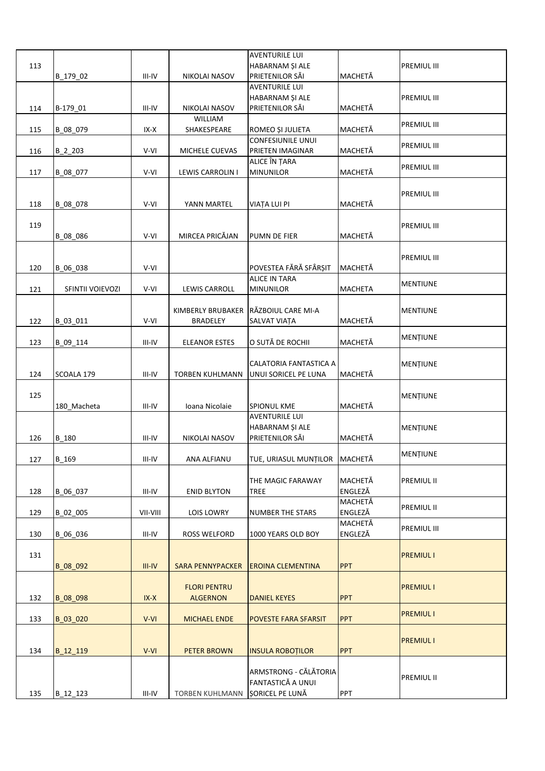| | | | | | | |
|---|---|---|---|---|---|---|
| 113 | B_179_02 | III-IV | NIKOLAI NASOV | AVENTURILE LUI HABARNAM ȘI ALE PRIETENILOR SĂI | MACHETĂ | PREMIUL III |
| 114 | B-179_01 | III-IV | NIKOLAI NASOV | AVENTURILE LUI HABARNAM ȘI ALE PRIETENILOR SĂI | MACHETĂ | PREMIUL III |
| 115 | B_08_079 | IX-X | WILLIAM SHAKESPEARE | ROMEO ȘI JULIETA | MACHETĂ | PREMIUL III |
| 116 | B_2_203 | V-VI | MICHELE CUEVAS | CONFESIUNILE UNUI PRIETEN IMAGINAR | MACHETĂ | PREMIUL III |
| 117 | B_08_077 | V-VI | LEWIS CARROLIN I | ALICE ÎN ȚARA MINUNILOR | MACHETĂ | PREMIUL III |
| 118 | B_08_078 | V-VI | YANN MARTEL | VIAȚA LUI PI | MACHETĂ | PREMIUL III |
| 119 | B_08_086 | V-VI | MIRCEA PRICĂJAN | PUMN DE FIER | MACHETĂ | PREMIUL III |
| 120 | B_06_038 | V-VI | | POVESTEA FĂRĂ SFÂRȘIT | MACHETĂ | PREMIUL III |
| 121 | SFINTII VOIEVOZI | V-VI | LEWIS CARROLL | ALICE IN TARA MINUNILOR | MACHETA | MENTIUNE |
| 122 | B_03_011 | V-VI | KIMBERLY BRUBAKER BRADELEY | RĂZBOIUL CARE MI-A SALVAT VIAȚA | MACHETĂ | MENTIUNE |
| 123 | B_09_114 | III-IV | ELEANOR ESTES | O SUTĂ DE ROCHII | MACHETĂ | MENȚIUNE |
| 124 | SCOALA 179 | III-IV | TORBEN KUHLMANN | CALATORIA FANTASTICA A UNUI SORICEL PE LUNA | MACHETĂ | MENȚIUNE |
| 125 | 180_Macheta | III-IV | Ioana Nicolaie | SPIONUL KME | MACHETĂ | MENȚIUNE |
| 126 | B_180 | III-IV | NIKOLAI NASOV | AVENTURILE LUI HABARNAM ȘI ALE PRIETENILOR SĂI | MACHETĂ | MENȚIUNE |
| 127 | B_169 | III-IV | ANA ALFIANU | TUE, URIASUL MUNȚILOR | MACHETĂ | MENȚIUNE |
| 128 | B_06_037 | III-IV | ENID BLYTON | THE MAGIC FARAWAY TREE | MACHETĂ ENGLEZĂ | PREMIUL II |
| 129 | B_02_005 | VII-VIII | LOIS LOWRY | NUMBER THE STARS | MACHETĂ ENGLEZĂ | PREMIUL II |
| 130 | B_06_036 | III-IV | ROSS WELFORD | 1000 YEARS OLD BOY | MACHETĂ ENGLEZĂ | PREMIUL III |
| 131 | B_08_092 | III-IV | SARA PENNYPACKER | EROINA CLEMENTINA | PPT | PREMIUL I |
| 132 | B_08_098 | IX-X | FLORI PENTRU ALGERNON | DANIEL KEYES | PPT | PREMIUL I |
| 133 | B_03_020 | V-VI | MICHAEL ENDE | POVESTE FARA SFARSIT | PPT | PREMIUL I |
| 134 | B_12_119 | V-VI | PETER BROWN | INSULA ROBOȚILOR | PPT | PREMIUL I |
| 135 | B_12_123 | III-IV | TORBEN KUHLMANN | ARMSTRONG - CĂLĂTORIA FANTASTICĂ A UNUI ȘORICEL PE LUNĂ | PPT | PREMIUL II |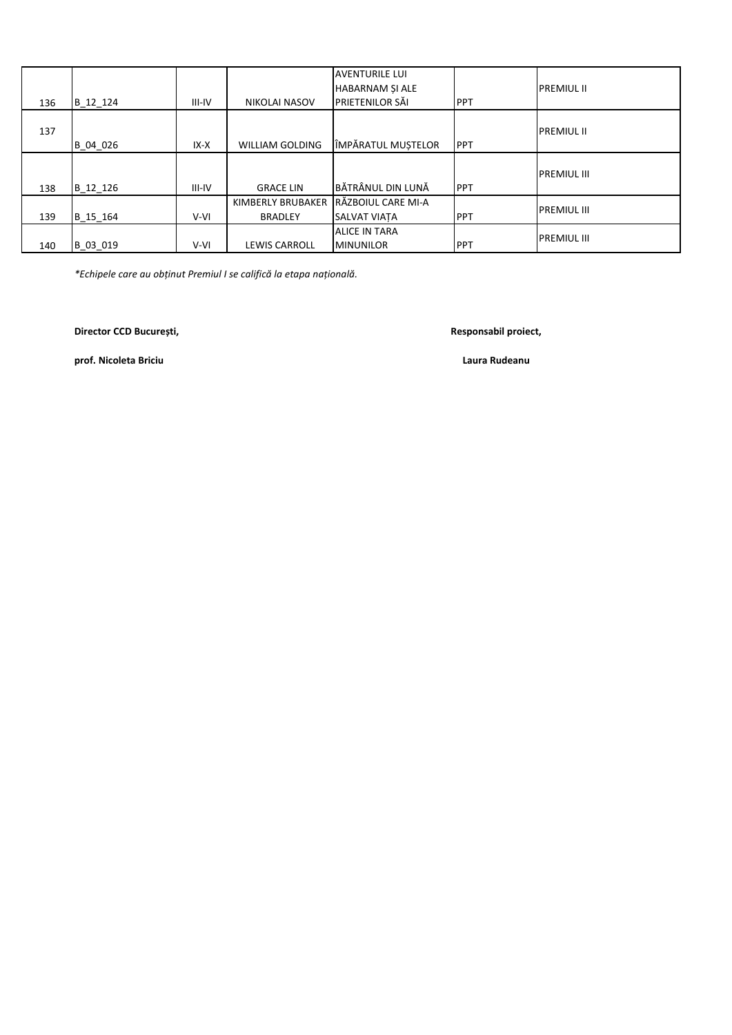| | | | | | | |
|---|---|---|---|---|---|---|
| 136 | B_12_124 | III-IV | NIKOLAI NASOV | AVENTURILE LUI HABARNAM ȘI ALE PRIETENILOR SĂI | PPT | PREMIUL II |
| 137 | B_04_026 | IX-X | WILLIAM GOLDING | ÎMPĂRATUL MUȘTELOR | PPT | PREMIUL II |
| 138 | B_12_126 | III-IV | GRACE LIN | BĂTRÂNUL DIN LUNĂ | PPT | PREMIUL III |
| 139 | B_15_164 | V-VI | KIMBERLY BRUBAKER BRADLEY | RĂZBOIUL CARE MI-A SALVAT VIAȚA | PPT | PREMIUL III |
| 140 | B_03_019 | V-VI | LEWIS CARROLL | ALICE IN TARA MINUNILOR | PPT | PREMIUL III |

*\*Echipele care au obținut Premiul I se califică la etapa națională.*

**Director CCD București,**

**prof. Nicoleta Briciu**

**Responsabil proiect,**

**Laura Rudeanu**